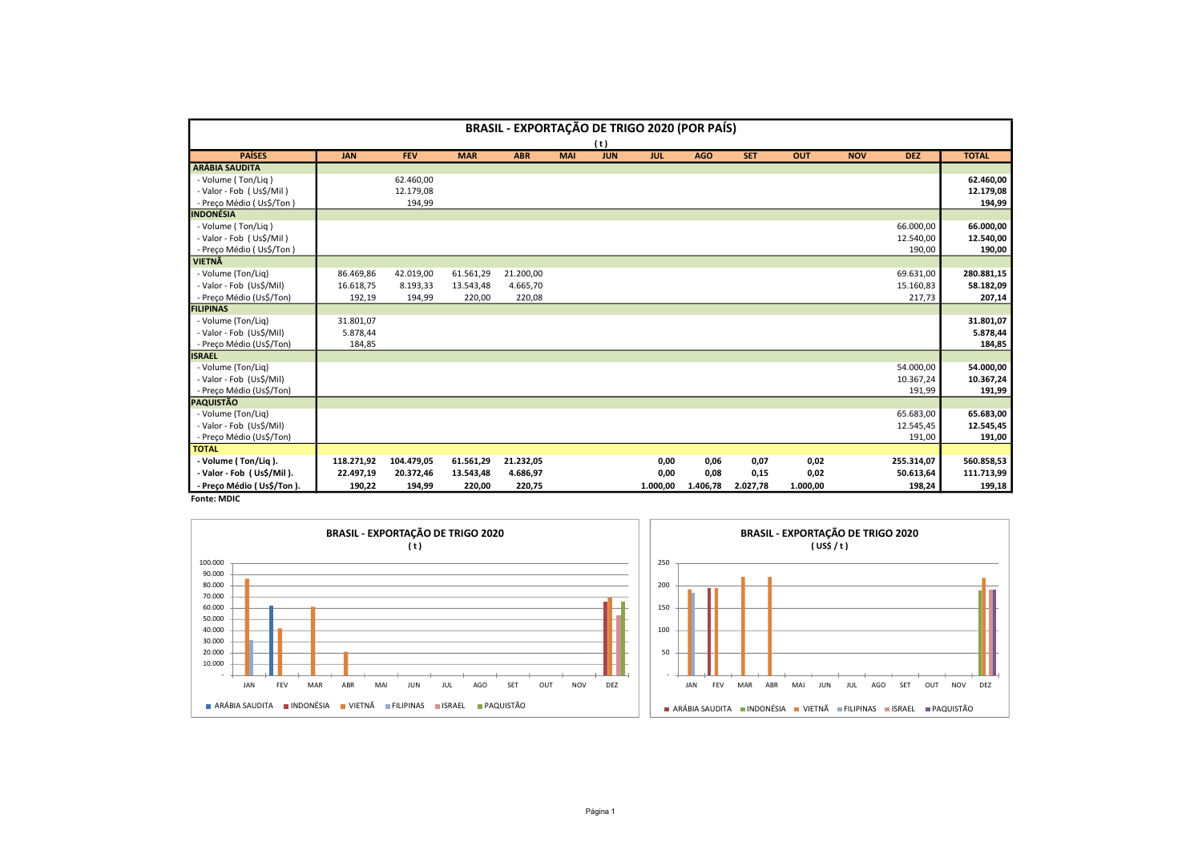# BRASIL - EXPORTAÇÃO DE TRIGO 2020 (POR PAÍS)

( t )

| PAÍSES | JAN | FEV | MAR | ABR | MAI | JUN | JUL | AGO | SET | OUT | NOV | DEZ | TOTAL |
|---|---|---|---|---|---|---|---|---|---|---|---|---|---|
| **ARÁBIA SAUDITA** | | | | | | | | | | | | | |
| - Volume ( Ton/Liq ) | | 62.460,00 | | | | | | | | | | | **62.460,00** |
| - Valor - Fob ( Us$/Mil ) | | 12.179,08 | | | | | | | | | | | **12.179,08** |
| - Preço Médio ( Us$/Ton ) | | 194,99 | | | | | | | | | | | **194,99** |
| **INDONÉSIA** | | | | | | | | | | | | | |
| - Volume ( Ton/Liq ) | | | | | | | | | | | | 66.000,00 | **66.000,00** |
| - Valor - Fob ( Us$/Mil ) | | | | | | | | | | | | 12.540,00 | **12.540,00** |
| - Preço Médio ( Us$/Ton ) | | | | | | | | | | | | 190,00 | **190,00** |
| **VIETNÃ** | | | | | | | | | | | | | |
| - Volume (Ton/Liq) | 86.469,86 | 42.019,00 | 61.561,29 | 21.200,00 | | | | | | | | 69.631,00 | **280.881,15** |
| - Valor - Fob (Us$/Mil) | 16.618,75 | 8.193,33 | 13.543,48 | 4.665,70 | | | | | | | | 15.160,83 | **58.182,09** |
| - Preço Médio (Us$/Ton) | 192,19 | 194,99 | 220,00 | 220,08 | | | | | | | | 217,73 | **207,14** |
| **FILIPINAS** | | | | | | | | | | | | | |
| - Volume (Ton/Liq) | 31.801,07 | | | | | | | | | | | | **31.801,07** |
| - Valor - Fob (Us$/Mil) | 5.878,44 | | | | | | | | | | | | **5.878,44** |
| - Preço Médio (Us$/Ton) | 184,85 | | | | | | | | | | | | **184,85** |
| **ISRAEL** | | | | | | | | | | | | | |
| - Volume (Ton/Liq) | | | | | | | | | | | | 54.000,00 | **54.000,00** |
| - Valor - Fob (Us$/Mil) | | | | | | | | | | | | 10.367,24 | **10.367,24** |
| - Preço Médio (Us$/Ton) | | | | | | | | | | | | 191,99 | **191,99** |
| **PAQUISTÃO** | | | | | | | | | | | | | |
| - Volume (Ton/Liq) | | | | | | | | | | | | 65.683,00 | **65.683,00** |
| - Valor - Fob (Us$/Mil) | | | | | | | | | | | | 12.545,45 | **12.545,45** |
| - Preço Médio (Us$/Ton) | | | | | | | | | | | | 191,00 | **191,00** |
| **TOTAL** | | | | | | | | | | | | | |
| **- Volume ( Ton/Liq ).** | **118.271,92** | **104.479,05** | **61.561,29** | **21.232,05** | | | **0,00** | **0,06** | **0,07** | **0,02** | | **255.314,07** | **560.858,53** |
| **- Valor - Fob ( Us$/Mil ).** | **22.497,19** | **20.372,46** | **13.543,48** | **4.686,97** | | | **0,00** | **0,08** | **0,15** | **0,02** | | **50.613,64** | **111.713,99** |
| **- Preço Médio ( Us$/Ton ).** | **190,22** | **194,99** | **220,00** | **220,75** | | | **1.000,00** | **1.406,78** | **2.027,78** | **1.000,00** | | **198,24** | **199,18** |

**Fonte: MDIC**

**BRASIL - EXPORTAÇÃO DE TRIGO 2020**
( t )

**BRASIL - EXPORTAÇÃO DE TRIGO 2020**
( US$ / t )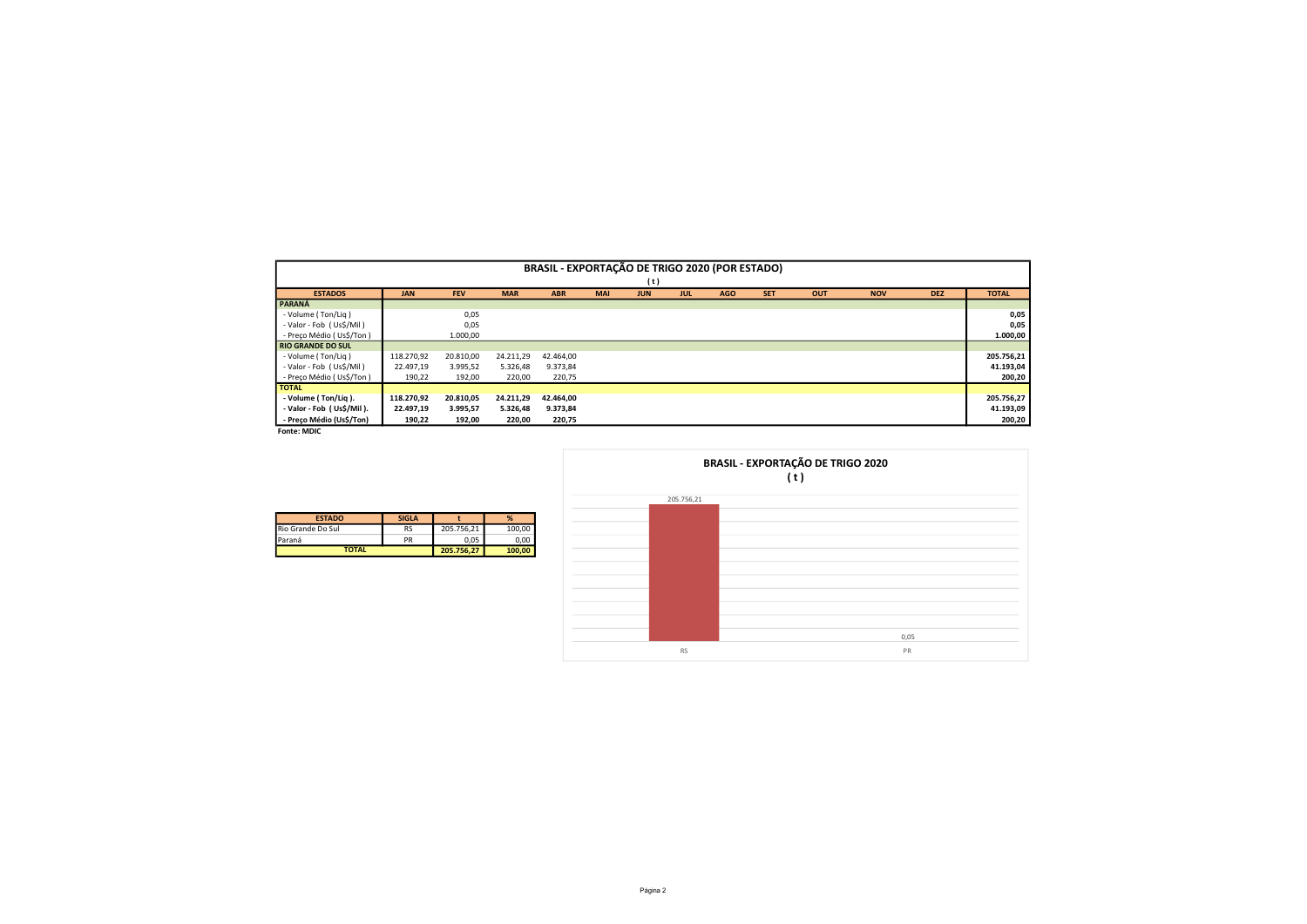## BRASIL - EXPORTAÇÃO DE TRIGO 2020 (POR ESTADO)

( t )

| ESTADOS | JAN | FEV | MAR | ABR | MAI | JUN | JUL | AGO | SET | OUT | NOV | DEZ | TOTAL |
|---|---|---|---|---|---|---|---|---|---|---|---|---|---|
| **PARANÁ** | | | | | | | | | | | | | |
| - Volume ( Ton/Liq ) | | 0,05 | | | | | | | | | | | **0,05** |
| - Valor - Fob ( Us$/Mil ) | | 0,05 | | | | | | | | | | | **0,05** |
| - Preço Médio ( Us$/Ton ) | | 1.000,00 | | | | | | | | | | | **1.000,00** |
| **RIO GRANDE DO SUL** | | | | | | | | | | | | | |
| - Volume ( Ton/Liq ) | 118.270,92 | 20.810,00 | 24.211,29 | 42.464,00 | | | | | | | | | **205.756,21** |
| - Valor - Fob ( Us$/Mil ) | 22.497,19 | 3.995,52 | 5.326,48 | 9.373,84 | | | | | | | | | **41.193,04** |
| - Preço Médio ( Us$/Ton ) | 190,22 | 192,00 | 220,00 | 220,75 | | | | | | | | | **200,20** |
| **TOTAL** | | | | | | | | | | | | | |
| **- Volume ( Ton/Liq ).** | **118.270,92** | **20.810,05** | **24.211,29** | **42.464,00** | | | | | | | | | **205.756,27** |
| **- Valor - Fob ( Us$/Mil ).** | **22.497,19** | **3.995,57** | **5.326,48** | **9.373,84** | | | | | | | | | **41.193,09** |
| **- Preço Médio (Us$/Ton)** | **190,22** | **192,00** | **220,00** | **220,75** | | | | | | | | | **200,20** |

**Fonte: MDIC**

| ESTADO | SIGLA | t | % |
|---|---|---|---|
| Rio Grande Do Sul | RS | 205.756,21 | 100,00 |
| Paraná | PR | 0,05 | 0,00 |
| **TOTAL** | | **205.756,27** | **100,00** |

**BRASIL - EXPORTAÇÃO DE TRIGO 2020**
**( t )**

| | RS | PR |
|---|---|---|
| t | 205.756,21 | 0,05 |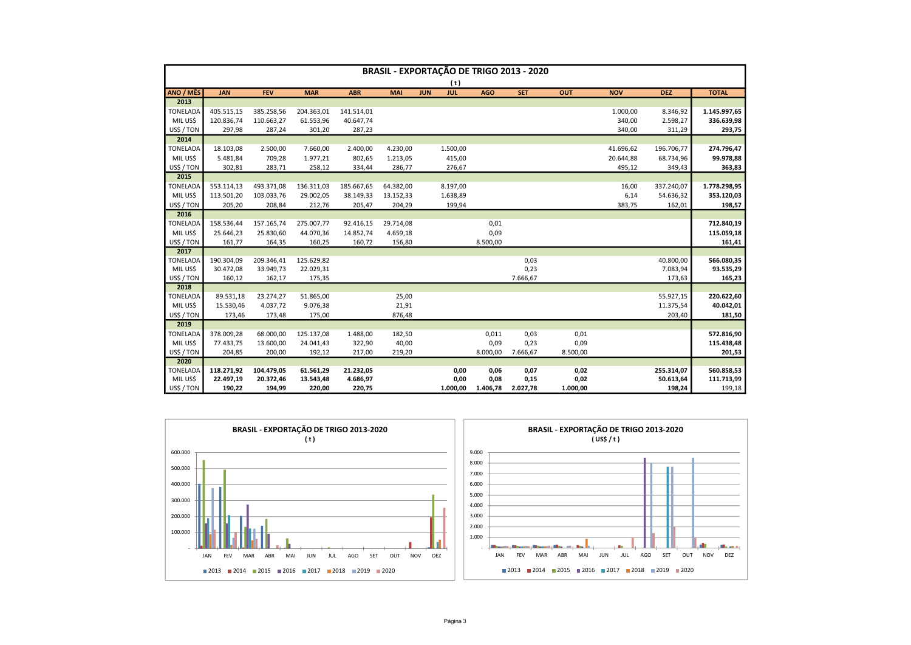| BRASIL - EXPORTAÇÃO DE TRIGO 2013 - 2020 (t) | | | | | | | | | | | | | |
|---|---|---|---|---|---|---|---|---|---|---|---|---|---|
| **ANO / MÊS** | **JAN** | **FEV** | **MAR** | **ABR** | **MAI** | **JUN** | **JUL** | **AGO** | **SET** | **OUT** | **NOV** | **DEZ** | **TOTAL** |
| **2013** | | | | | | | | | | | | | |
| TONELADA | 405.515,15 | 385.258,56 | 204.363,01 | 141.514,01 | | | | | | | 1.000,00 | 8.346,92 | **1.145.997,65** |
| MIL US$ | 120.836,74 | 110.663,27 | 61.553,96 | 40.647,74 | | | | | | | 340,00 | 2.598,27 | **336.639,98** |
| US$ / TON | 297,98 | 287,24 | 301,20 | 287,23 | | | | | | | 340,00 | 311,29 | **293,75** |
| **2014** | | | | | | | | | | | | | |
| TONELADA | 18.103,08 | 2.500,00 | 7.660,00 | 2.400,00 | 4.230,00 | | 1.500,00 | | | | 41.696,62 | 196.706,77 | **274.796,47** |
| MIL US$ | 5.481,84 | 709,28 | 1.977,21 | 802,65 | 1.213,05 | | 415,00 | | | | 20.644,88 | 68.734,96 | **99.978,88** |
| US$ / TON | 302,81 | 283,71 | 258,12 | 334,44 | 286,77 | | 276,67 | | | | 495,12 | 349,43 | **363,83** |
| **2015** | | | | | | | | | | | | | |
| TONELADA | 553.114,13 | 493.371,08 | 136.311,03 | 185.667,65 | 64.382,00 | | 8.197,00 | | | | 16,00 | 337.240,07 | **1.778.298,95** |
| MIL US$ | 113.501,20 | 103.033,76 | 29.002,05 | 38.149,33 | 13.152,33 | | 1.638,89 | | | | 6,14 | 54.636,32 | **353.120,03** |
| US$ / TON | 205,20 | 208,84 | 212,76 | 205,47 | 204,29 | | 199,94 | | | | 383,75 | 162,01 | **198,57** |
| **2016** | | | | | | | | | | | | | |
| TONELADA | 158.536,44 | 157.165,74 | 275.007,77 | 92.416,15 | 29.714,08 | | | 0,01 | | | | | **712.840,19** |
| MIL US$ | 25.646,23 | 25.830,60 | 44.070,36 | 14.852,74 | 4.659,18 | | | 0,09 | | | | | **115.059,18** |
| US$ / TON | 161,77 | 164,35 | 160,25 | 160,72 | 156,80 | | | 8.500,00 | | | | | **161,41** |
| **2017** | | | | | | | | | | | | | |
| TONELADA | 190.304,09 | 209.346,41 | 125.629,82 | | | | | | 0,03 | | | 40.800,00 | **566.080,35** |
| MIL US$ | 30.472,08 | 33.949,73 | 22.029,31 | | | | | | 0,23 | | | 7.083,94 | **93.535,29** |
| US$ / TON | 160,12 | 162,17 | 175,35 | | | | | | 7.666,67 | | | 173,63 | **165,23** |
| **2018** | | | | | | | | | | | | | |
| TONELADA | 89.531,18 | 23.274,27 | 51.865,00 | | 25,00 | | | | | | | 55.927,15 | **220.622,60** |
| MIL US$ | 15.530,46 | 4.037,72 | 9.076,38 | | 21,91 | | | | | | | 11.375,54 | **40.042,01** |
| US$ / TON | 173,46 | 173,48 | 175,00 | | 876,48 | | | | | | | 203,40 | **181,50** |
| **2019** | | | | | | | | | | | | | |
| TONELADA | 378.009,28 | 68.000,00 | 125.137,08 | 1.488,00 | 182,50 | | | 0,011 | 0,03 | 0,01 | | | **572.816,90** |
| MIL US$ | 77.433,75 | 13.600,00 | 24.041,43 | 322,90 | 40,00 | | | 0,09 | 0,23 | 0,09 | | | **115.438,48** |
| US$ / TON | 204,85 | 200,00 | 192,12 | 217,00 | 219,20 | | | 8.000,00 | 7.666,67 | 8.500,00 | | | **201,53** |
| **2020** | | | | | | | | | | | | | |
| TONELADA | **118.271,92** | **104.479,05** | **61.561,29** | **21.232,05** | | | **0,00** | **0,06** | **0,07** | **0,02** | | **255.314,07** | **560.858,53** |
| MIL US$ | **22.497,19** | **20.372,46** | **13.543,48** | **4.686,97** | | | **0,00** | **0,08** | **0,15** | **0,02** | | **50.613,64** | **111.713,99** |
| US$ / TON | **190,22** | **194,99** | **220,00** | **220,75** | | | **1.000,00** | **1.406,78** | **2.027,78** | **1.000,00** | | **198,24** | 199,18 |

**BRASIL - EXPORTAÇÃO DE TRIGO 2013-2020**
**( t )**

600.000
500.000
400.000
300.000
200.000
100.000
-

JAN FEV MAR ABR MAI JUN JUL AGO SET OUT NOV DEZ

2013 2014 2015 2016 2017 2018 2019 2020

**BRASIL - EXPORTAÇÃO DE TRIGO 2013-2020**
**( US$ / t )**

9.000
8.000
7.000
6.000
5.000
4.000
3.000
2.000
1.000
-

JAN FEV MAR ABR MAI JUN JUL AGO SET OUT NOV DEZ

2013 2014 2015 2016 2017 2018 2019 2020